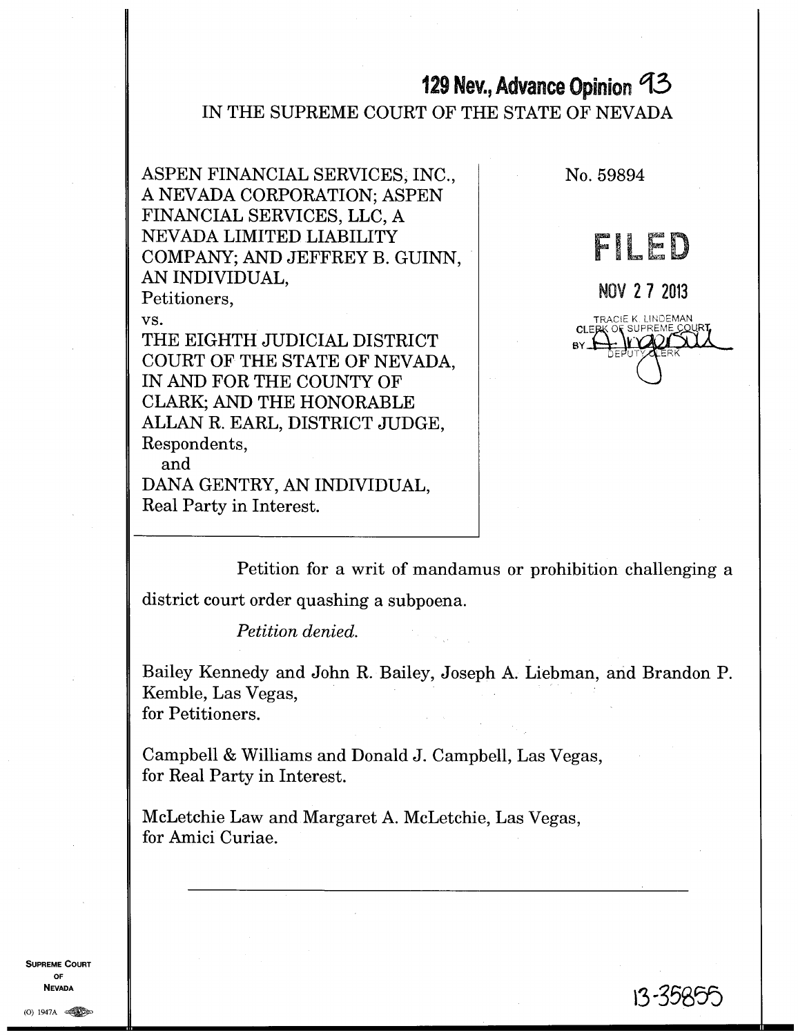**129 Nev., Advance Opinion 93**

IN THE SUPREME COURT OF THE STATE OF NEVADA

ASPEN FINANCIAL SERVICES, INC., A NEVADA CORPORATION; ASPEN FINANCIAL SERVICES, LLC, A NEVADA LIMITED LIABILITY COMPANY; AND JEFFREY B. GUINN, AN INDIVIDUAL,
Petitioners,
vs.
THE EIGHTH JUDICIAL DISTRICT COURT OF THE STATE OF NEVADA, IN AND FOR THE COUNTY OF CLARK; AND THE HONORABLE ALLAN R. EARL, DISTRICT JUDGE,
Respondents,
and
DANA GENTRY, AN INDIVIDUAL,
Real Party in Interest.

No. 59894

FILED

NOV 27 2013

TRACIE K. LINDEMAN
CLERK OF SUPREME COURT
BY [signature]
DEPUTY CLERK

Petition for a writ of mandamus or prohibition challenging a district court order quashing a subpoena.

*Petition denied.*

Bailey Kennedy and John R. Bailey, Joseph A. Liebman, and Brandon P. Kemble, Las Vegas,
for Petitioners.

Campbell & Williams and Donald J. Campbell, Las Vegas,
for Real Party in Interest.

McLetchie Law and Margaret A. McLetchie, Las Vegas,
for Amici Curiae.

---

13-35855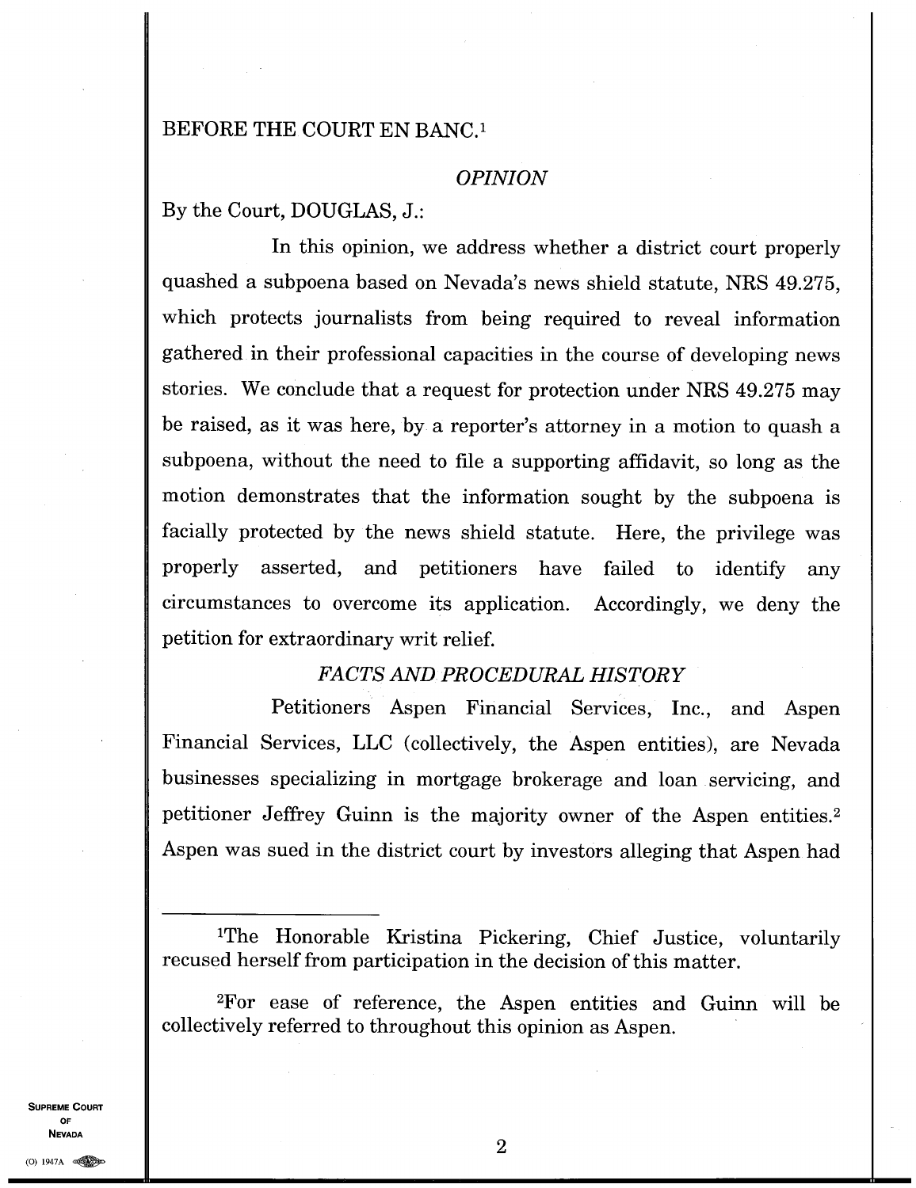BEFORE THE COURT EN BANC.[1]

*OPINION*

By the Court, DOUGLAS, J.:

In this opinion, we address whether a district court properly quashed a subpoena based on Nevada's news shield statute, NRS 49.275, which protects journalists from being required to reveal information gathered in their professional capacities in the course of developing news stories. We conclude that a request for protection under NRS 49.275 may be raised, as it was here, by a reporter's attorney in a motion to quash a subpoena, without the need to file a supporting affidavit, so long as the motion demonstrates that the information sought by the subpoena is facially protected by the news shield statute. Here, the privilege was properly asserted, and petitioners have failed to identify any circumstances to overcome its application. Accordingly, we deny the petition for extraordinary writ relief.

*FACTS AND PROCEDURAL HISTORY*

Petitioners Aspen Financial Services, Inc., and Aspen Financial Services, LLC (collectively, the Aspen entities), are Nevada businesses specializing in mortgage brokerage and loan servicing, and petitioner Jeffrey Guinn is the majority owner of the Aspen entities.[2] Aspen was sued in the district court by investors alleging that Aspen had

---

[1]The Honorable Kristina Pickering, Chief Justice, voluntarily recused herself from participation in the decision of this matter.

[2]For ease of reference, the Aspen entities and Guinn will be collectively referred to throughout this opinion as Aspen.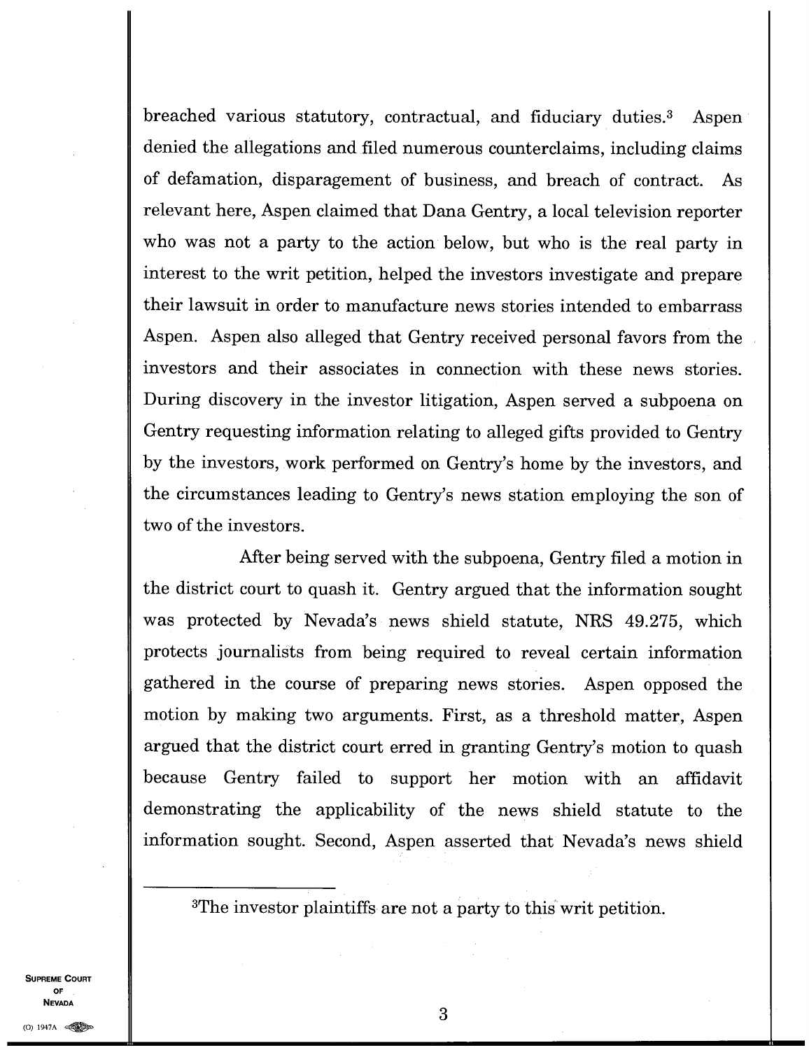breached various statutory, contractual, and fiduciary duties.[3] Aspen denied the allegations and filed numerous counterclaims, including claims of defamation, disparagement of business, and breach of contract. As relevant here, Aspen claimed that Dana Gentry, a local television reporter who was not a party to the action below, but who is the real party in interest to the writ petition, helped the investors investigate and prepare their lawsuit in order to manufacture news stories intended to embarrass Aspen. Aspen also alleged that Gentry received personal favors from the investors and their associates in connection with these news stories. During discovery in the investor litigation, Aspen served a subpoena on Gentry requesting information relating to alleged gifts provided to Gentry by the investors, work performed on Gentry's home by the investors, and the circumstances leading to Gentry's news station employing the son of two of the investors.

After being served with the subpoena, Gentry filed a motion in the district court to quash it. Gentry argued that the information sought was protected by Nevada's news shield statute, NRS 49.275, which protects journalists from being required to reveal certain information gathered in the course of preparing news stories. Aspen opposed the motion by making two arguments. First, as a threshold matter, Aspen argued that the district court erred in granting Gentry's motion to quash because Gentry failed to support her motion with an affidavit demonstrating the applicability of the news shield statute to the information sought. Second, Aspen asserted that Nevada's news shield

---

[3]The investor plaintiffs are not a party to this writ petition.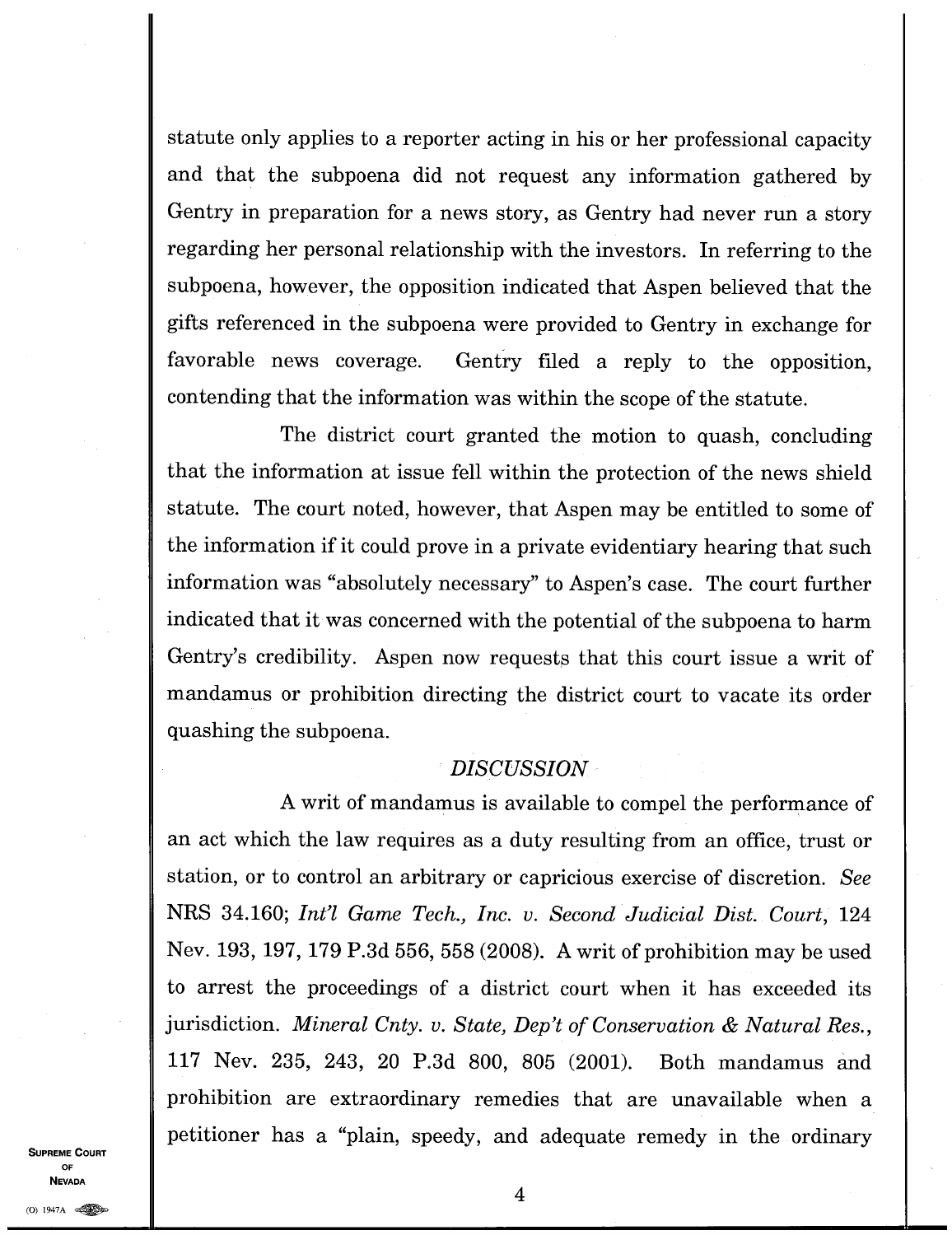statute only applies to a reporter acting in his or her professional capacity and that the subpoena did not request any information gathered by Gentry in preparation for a news story, as Gentry had never run a story regarding her personal relationship with the investors. In referring to the subpoena, however, the opposition indicated that Aspen believed that the gifts referenced in the subpoena were provided to Gentry in exchange for favorable news coverage. Gentry filed a reply to the opposition, contending that the information was within the scope of the statute.

The district court granted the motion to quash, concluding that the information at issue fell within the protection of the news shield statute. The court noted, however, that Aspen may be entitled to some of the information if it could prove in a private evidentiary hearing that such information was "absolutely necessary" to Aspen's case. The court further indicated that it was concerned with the potential of the subpoena to harm Gentry's credibility. Aspen now requests that this court issue a writ of mandamus or prohibition directing the district court to vacate its order quashing the subpoena.

*DISCUSSION*

A writ of mandamus is available to compel the performance of an act which the law requires as a duty resulting from an office, trust or station, or to control an arbitrary or capricious exercise of discretion. *See* NRS 34.160; *Int'l Game Tech., Inc. v. Second Judicial Dist. Court*, 124 Nev. 193, 197, 179 P.3d 556, 558 (2008). A writ of prohibition may be used to arrest the proceedings of a district court when it has exceeded its jurisdiction. *Mineral Cnty. v. State, Dep't of Conservation & Natural Res.*, 117 Nev. 235, 243, 20 P.3d 800, 805 (2001). Both mandamus and prohibition are extraordinary remedies that are unavailable when a petitioner has a "plain, speedy, and adequate remedy in the ordinary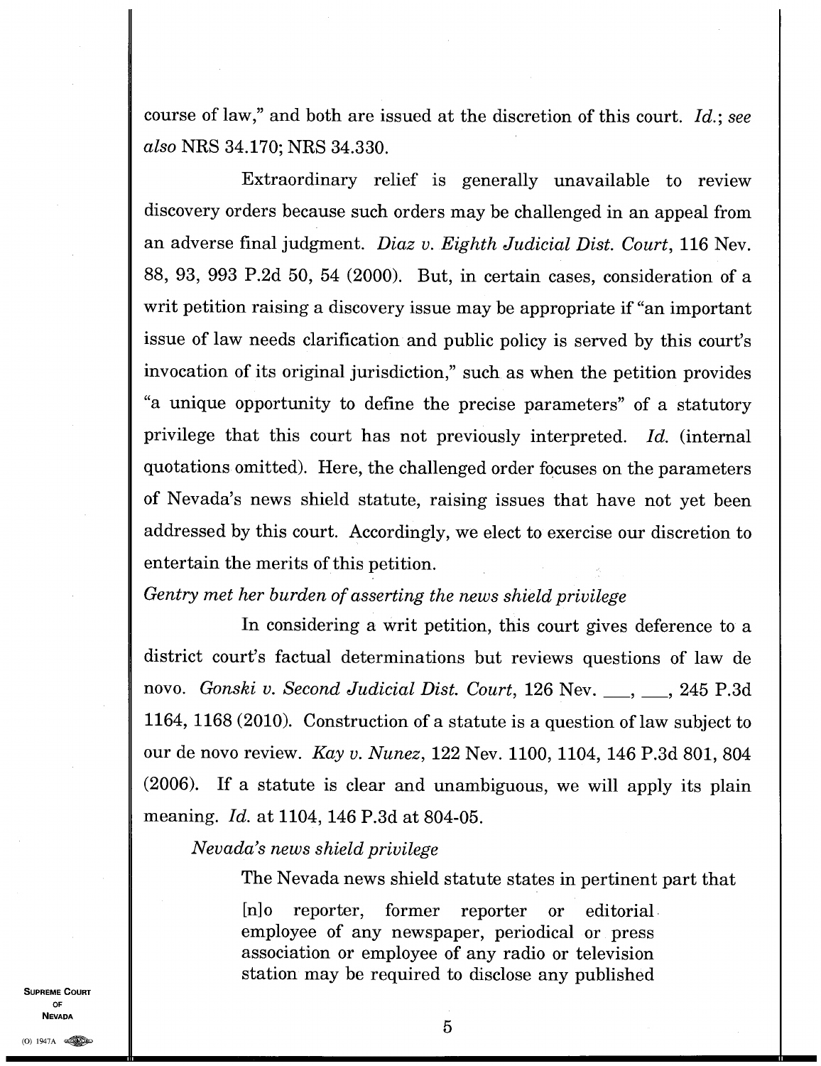course of law," and both are issued at the discretion of this court. *Id.*; *see also* NRS 34.170; NRS 34.330.

Extraordinary relief is generally unavailable to review discovery orders because such orders may be challenged in an appeal from an adverse final judgment. *Diaz v. Eighth Judicial Dist. Court*, 116 Nev. 88, 93, 993 P.2d 50, 54 (2000). But, in certain cases, consideration of a writ petition raising a discovery issue may be appropriate if "an important issue of law needs clarification and public policy is served by this court's invocation of its original jurisdiction," such as when the petition provides "a unique opportunity to define the precise parameters" of a statutory privilege that this court has not previously interpreted. *Id.* (internal quotations omitted). Here, the challenged order focuses on the parameters of Nevada's news shield statute, raising issues that have not yet been addressed by this court. Accordingly, we elect to exercise our discretion to entertain the merits of this petition.

*Gentry met her burden of asserting the news shield privilege*

In considering a writ petition, this court gives deference to a district court's factual determinations but reviews questions of law de novo. *Gonski v. Second Judicial Dist. Court*, 126 Nev. ___, ___, 245 P.3d 1164, 1168 (2010). Construction of a statute is a question of law subject to our de novo review. *Kay v. Nunez*, 122 Nev. 1100, 1104, 146 P.3d 801, 804 (2006). If a statute is clear and unambiguous, we will apply its plain meaning. *Id.* at 1104, 146 P.3d at 804-05.

*Nevada's news shield privilege*

The Nevada news shield statute states in pertinent part that

> [n]o reporter, former reporter or editorial employee of any newspaper, periodical or press association or employee of any radio or television station may be required to disclose any published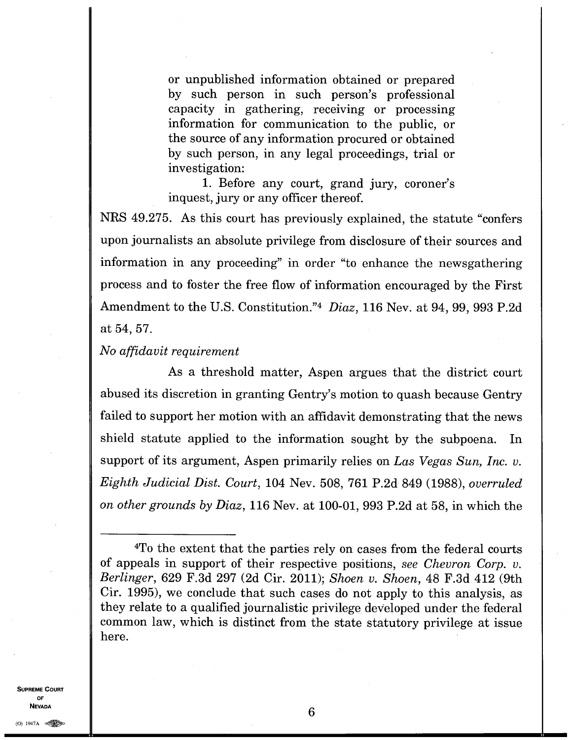> or unpublished information obtained or prepared by such person in such person's professional capacity in gathering, receiving or processing information for communication to the public, or the source of any information procured or obtained by such person, in any legal proceedings, trial or investigation:
>
> 1. Before any court, grand jury, coroner's inquest, jury or any officer thereof.

NRS 49.275. As this court has previously explained, the statute "confers upon journalists an absolute privilege from disclosure of their sources and information in any proceeding" in order "to enhance the newsgathering process and to foster the free flow of information encouraged by the First Amendment to the U.S. Constitution."[4] *Diaz*, 116 Nev. at 94, 99, 993 P.2d at 54, 57.

*No affidavit requirement*

As a threshold matter, Aspen argues that the district court abused its discretion in granting Gentry's motion to quash because Gentry failed to support her motion with an affidavit demonstrating that the news shield statute applied to the information sought by the subpoena. In support of its argument, Aspen primarily relies on *Las Vegas Sun, Inc. v. Eighth Judicial Dist. Court*, 104 Nev. 508, 761 P.2d 849 (1988), *overruled on other grounds by Diaz*, 116 Nev. at 100-01, 993 P.2d at 58, in which the

---

[4]To the extent that the parties rely on cases from the federal courts of appeals in support of their respective positions, *see Chevron Corp. v. Berlinger*, 629 F.3d 297 (2d Cir. 2011); *Shoen v. Shoen*, 48 F.3d 412 (9th Cir. 1995), we conclude that such cases do not apply to this analysis, as they relate to a qualified journalistic privilege developed under the federal common law, which is distinct from the state statutory privilege at issue here.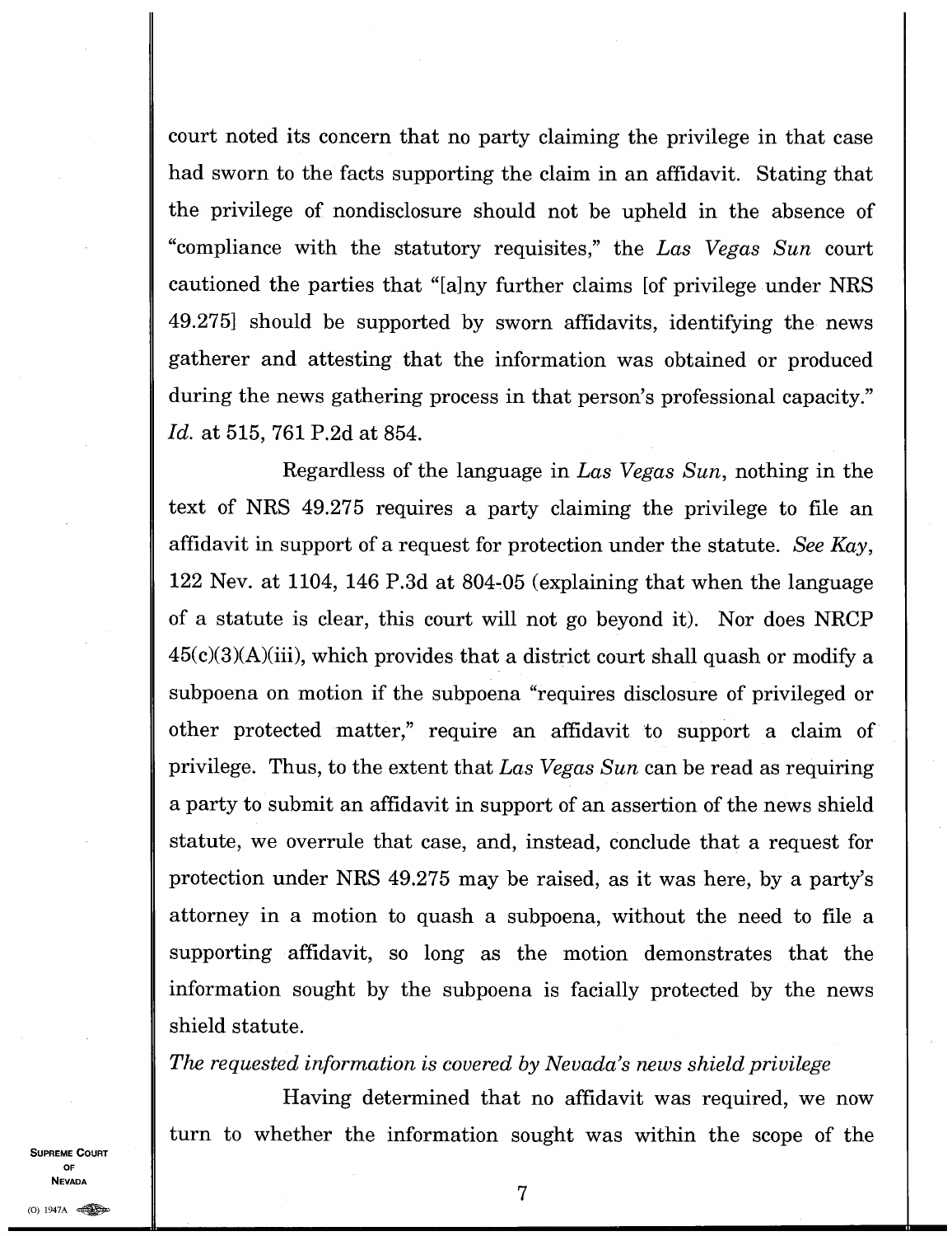court noted its concern that no party claiming the privilege in that case had sworn to the facts supporting the claim in an affidavit. Stating that the privilege of nondisclosure should not be upheld in the absence of "compliance with the statutory requisites," the *Las Vegas Sun* court cautioned the parties that "[a]ny further claims [of privilege under NRS 49.275] should be supported by sworn affidavits, identifying the news gatherer and attesting that the information was obtained or produced during the news gathering process in that person's professional capacity." *Id.* at 515, 761 P.2d at 854.

Regardless of the language in *Las Vegas Sun*, nothing in the text of NRS 49.275 requires a party claiming the privilege to file an affidavit in support of a request for protection under the statute. *See Kay*, 122 Nev. at 1104, 146 P.3d at 804-05 (explaining that when the language of a statute is clear, this court will not go beyond it). Nor does NRCP 45(c)(3)(A)(iii), which provides that a district court shall quash or modify a subpoena on motion if the subpoena "requires disclosure of privileged or other protected matter," require an affidavit to support a claim of privilege. Thus, to the extent that *Las Vegas Sun* can be read as requiring a party to submit an affidavit in support of an assertion of the news shield statute, we overrule that case, and, instead, conclude that a request for protection under NRS 49.275 may be raised, as it was here, by a party's attorney in a motion to quash a subpoena, without the need to file a supporting affidavit, so long as the motion demonstrates that the information sought by the subpoena is facially protected by the news shield statute.

*The requested information is covered by Nevada's news shield privilege*

Having determined that no affidavit was required, we now turn to whether the information sought was within the scope of the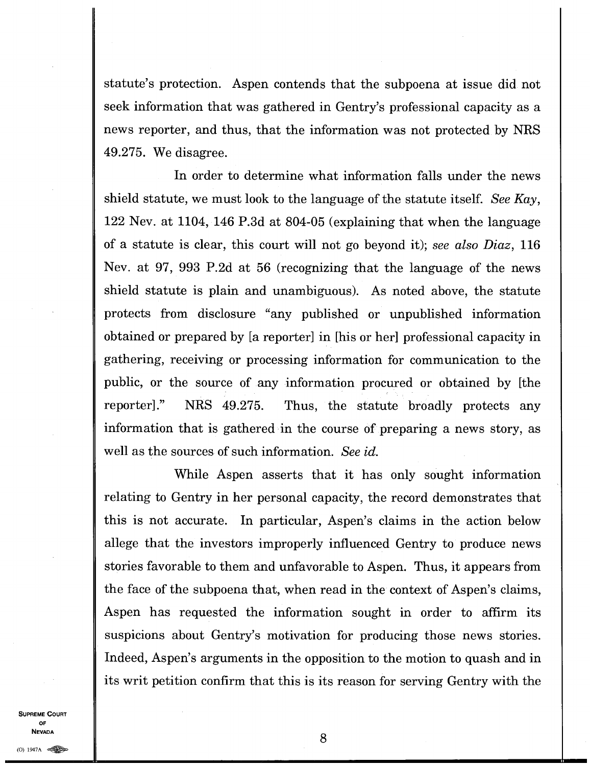statute's protection. Aspen contends that the subpoena at issue did not seek information that was gathered in Gentry's professional capacity as a news reporter, and thus, that the information was not protected by NRS 49.275. We disagree.

In order to determine what information falls under the news shield statute, we must look to the language of the statute itself. *See Kay*, 122 Nev. at 1104, 146 P.3d at 804-05 (explaining that when the language of a statute is clear, this court will not go beyond it); *see also Diaz*, 116 Nev. at 97, 993 P.2d at 56 (recognizing that the language of the news shield statute is plain and unambiguous). As noted above, the statute protects from disclosure "any published or unpublished information obtained or prepared by [a reporter] in [his or her] professional capacity in gathering, receiving or processing information for communication to the public, or the source of any information procured or obtained by [the reporter]." NRS 49.275. Thus, the statute broadly protects any information that is gathered in the course of preparing a news story, as well as the sources of such information. *See id.*

While Aspen asserts that it has only sought information relating to Gentry in her personal capacity, the record demonstrates that this is not accurate. In particular, Aspen's claims in the action below allege that the investors improperly influenced Gentry to produce news stories favorable to them and unfavorable to Aspen. Thus, it appears from the face of the subpoena that, when read in the context of Aspen's claims, Aspen has requested the information sought in order to affirm its suspicions about Gentry's motivation for producing those news stories. Indeed, Aspen's arguments in the opposition to the motion to quash and in its writ petition confirm that this is its reason for serving Gentry with the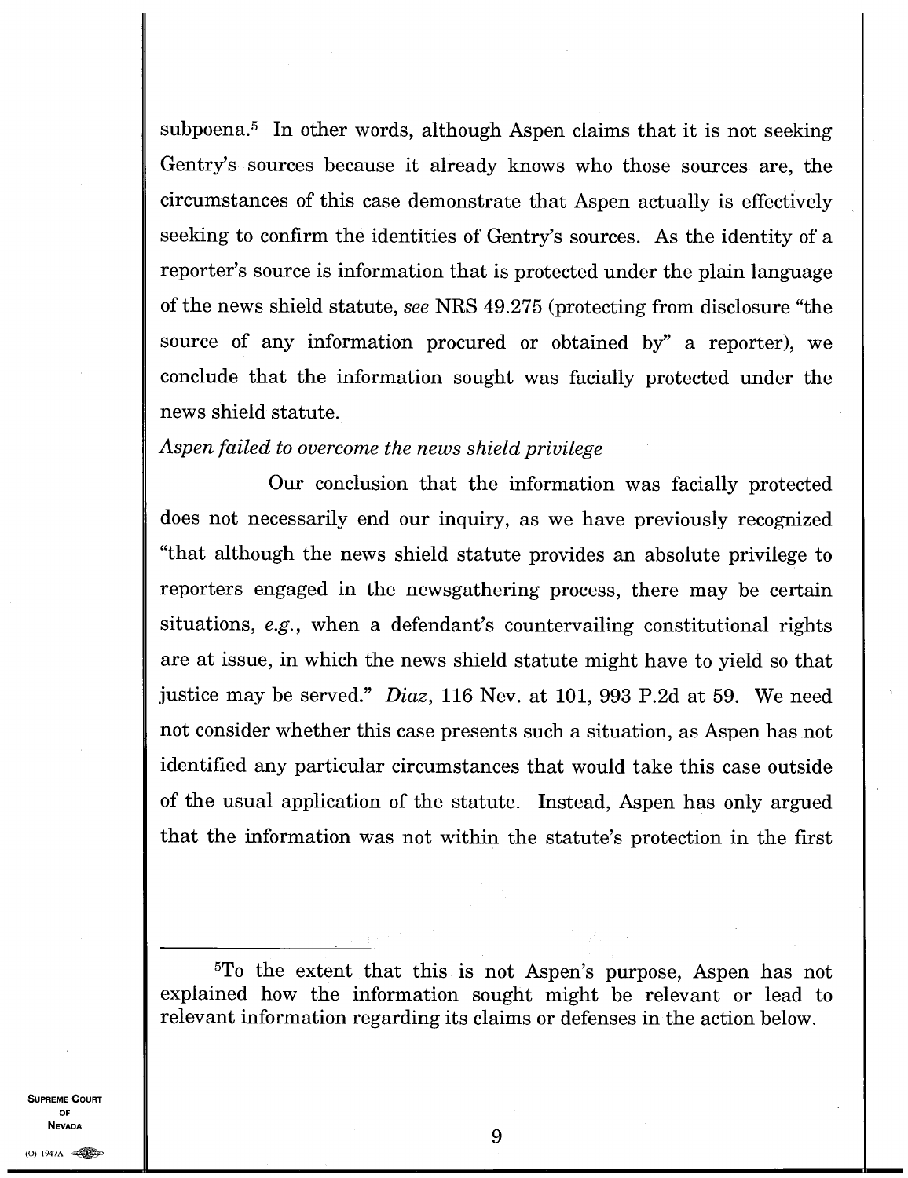subpoena.[5] In other words, although Aspen claims that it is not seeking Gentry's sources because it already knows who those sources are, the circumstances of this case demonstrate that Aspen actually is effectively seeking to confirm the identities of Gentry's sources. As the identity of a reporter's source is information that is protected under the plain language of the news shield statute, *see* NRS 49.275 (protecting from disclosure "the source of any information procured or obtained by" a reporter), we conclude that the information sought was facially protected under the news shield statute.

*Aspen failed to overcome the news shield privilege*

Our conclusion that the information was facially protected does not necessarily end our inquiry, as we have previously recognized "that although the news shield statute provides an absolute privilege to reporters engaged in the newsgathering process, there may be certain situations, *e.g.*, when a defendant's countervailing constitutional rights are at issue, in which the news shield statute might have to yield so that justice may be served." *Diaz*, 116 Nev. at 101, 993 P.2d at 59. We need not consider whether this case presents such a situation, as Aspen has not identified any particular circumstances that would take this case outside of the usual application of the statute. Instead, Aspen has only argued that the information was not within the statute's protection in the first

---

[5]To the extent that this is not Aspen's purpose, Aspen has not explained how the information sought might be relevant or lead to relevant information regarding its claims or defenses in the action below.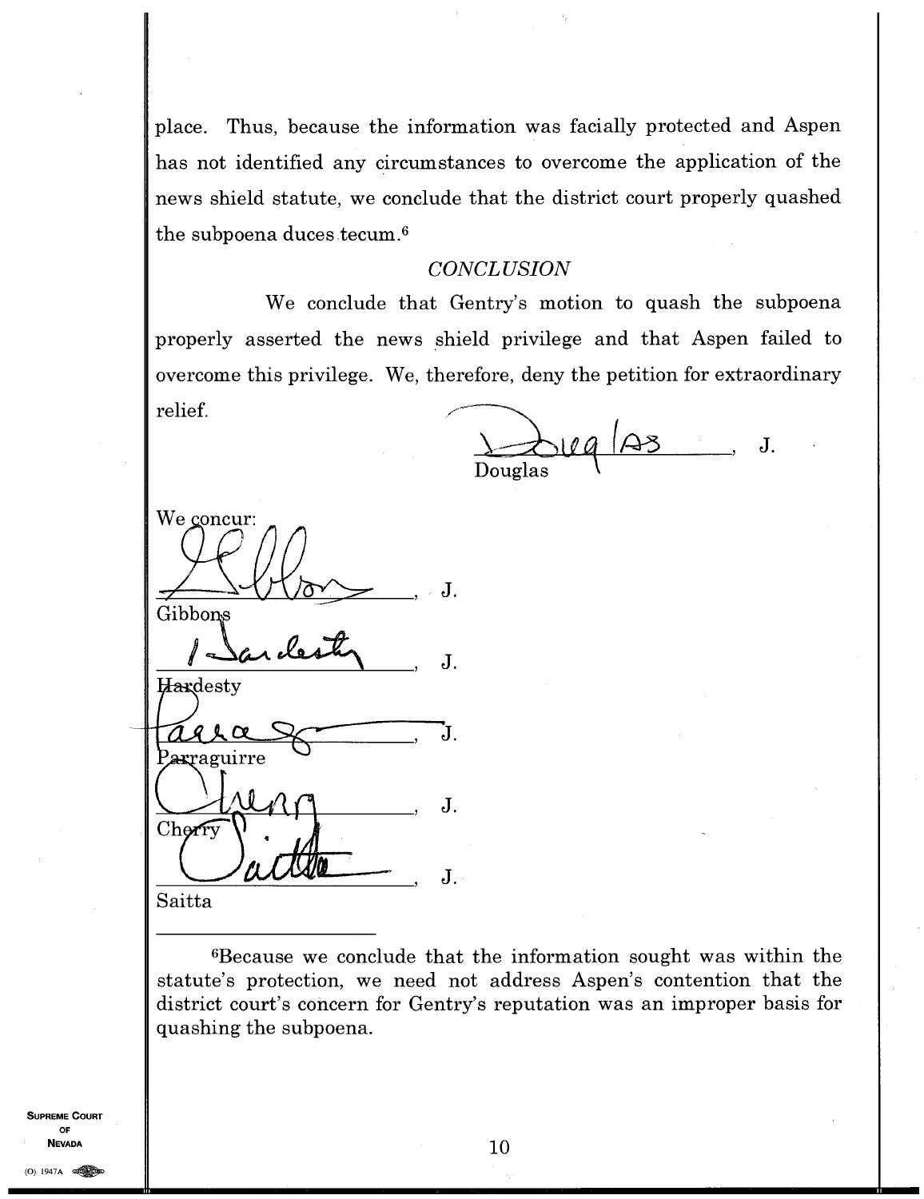place. Thus, because the information was facially protected and Aspen has not identified any circumstances to overcome the application of the news shield statute, we conclude that the district court properly quashed the subpoena duces tecum.[6]

*CONCLUSION*

We conclude that Gentry's motion to quash the subpoena properly asserted the news shield privilege and that Aspen failed to overcome this privilege. We, therefore, deny the petition for extraordinary relief.

_________________________, J.
Douglas

We concur:

_________________________, J.
Gibbons

_________________________, J.
Hardesty

_________________________, J.
Parraguirre

_________________________, J.
Cherry

_________________________, J.
Saitta

---

[6]Because we conclude that the information sought was within the statute's protection, we need not address Aspen's contention that the district court's concern for Gentry's reputation was an improper basis for quashing the subpoena.